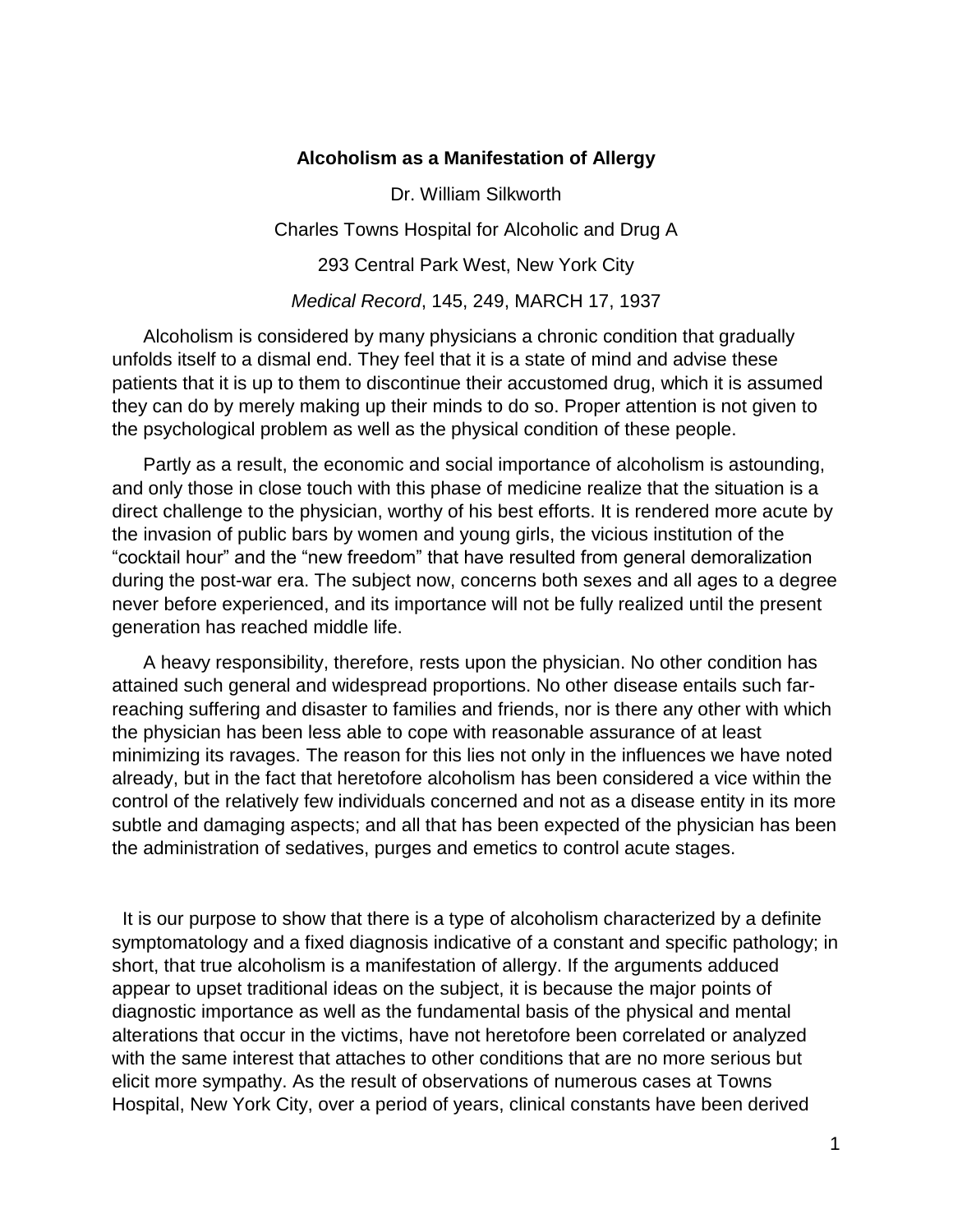**Alcoholism as a Manifestation of Allergy**

Dr. William Silkworth

Charles Towns Hospital for Alcoholic and Drug A

293 Central Park West, New York City

*Medical Record*, 145, 249, MARCH 17, 1937

Alcoholism is considered by many physicians a chronic condition that gradually unfolds itself to a dismal end. They feel that it is a state of mind and advise these patients that it is up to them to discontinue their accustomed drug, which it is assumed they can do by merely making up their minds to do so. Proper attention is not given to the psychological problem as well as the physical condition of these people.

Partly as a result, the economic and social importance of alcoholism is astounding, and only those in close touch with this phase of medicine realize that the situation is a direct challenge to the physician, worthy of his best efforts. It is rendered more acute by the invasion of public bars by women and young girls, the vicious institution of the "cocktail hour" and the "new freedom" that have resulted from general demoralization during the post-war era. The subject now, concerns both sexes and all ages to a degree never before experienced, and its importance will not be fully realized until the present generation has reached middle life.

A heavy responsibility, therefore, rests upon the physician. No other condition has attained such general and widespread proportions. No other disease entails such far-reaching suffering and disaster to families and friends, nor is there any other with which the physician has been less able to cope with reasonable assurance of at least minimizing its ravages. The reason for this lies not only in the influences we have noted already, but in the fact that heretofore alcoholism has been considered a vice within the control of the relatively few individuals concerned and not as a disease entity in its more subtle and damaging aspects; and all that has been expected of the physician has been the administration of sedatives, purges and emetics to control acute stages.

It is our purpose to show that there is a type of alcoholism characterized by a definite symptomatology and a fixed diagnosis indicative of a constant and specific pathology; in short, that true alcoholism is a manifestation of allergy. If the arguments adduced appear to upset traditional ideas on the subject, it is because the major points of diagnostic importance as well as the fundamental basis of the physical and mental alterations that occur in the victims, have not heretofore been correlated or analyzed with the same interest that attaches to other conditions that are no more serious but elicit more sympathy. As the result of observations of numerous cases at Towns Hospital, New York City, over a period of years, clinical constants have been derived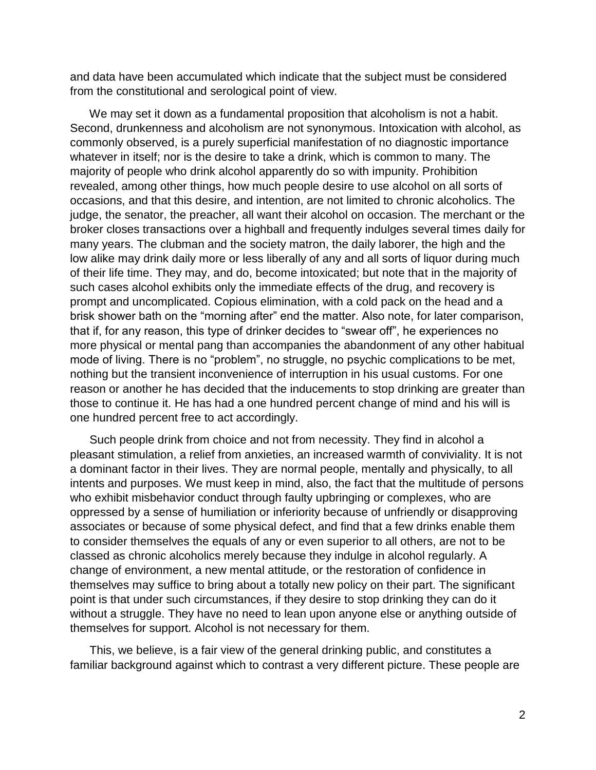and data have been accumulated which indicate that the subject must be considered from the constitutional and serological point of view.

We may set it down as a fundamental proposition that alcoholism is not a habit. Second, drunkenness and alcoholism are not synonymous. Intoxication with alcohol, as commonly observed, is a purely superficial manifestation of no diagnostic importance whatever in itself; nor is the desire to take a drink, which is common to many. The majority of people who drink alcohol apparently do so with impunity. Prohibition revealed, among other things, how much people desire to use alcohol on all sorts of occasions, and that this desire, and intention, are not limited to chronic alcoholics. The judge, the senator, the preacher, all want their alcohol on occasion. The merchant or the broker closes transactions over a highball and frequently indulges several times daily for many years. The clubman and the society matron, the daily laborer, the high and the low alike may drink daily more or less liberally of any and all sorts of liquor during much of their life time. They may, and do, become intoxicated; but note that in the majority of such cases alcohol exhibits only the immediate effects of the drug, and recovery is prompt and uncomplicated. Copious elimination, with a cold pack on the head and a brisk shower bath on the "morning after" end the matter. Also note, for later comparison, that if, for any reason, this type of drinker decides to "swear off", he experiences no more physical or mental pang than accompanies the abandonment of any other habitual mode of living. There is no "problem", no struggle, no psychic complications to be met, nothing but the transient inconvenience of interruption in his usual customs. For one reason or another he has decided that the inducements to stop drinking are greater than those to continue it. He has had a one hundred percent change of mind and his will is one hundred percent free to act accordingly.

Such people drink from choice and not from necessity. They find in alcohol a pleasant stimulation, a relief from anxieties, an increased warmth of conviviality. It is not a dominant factor in their lives. They are normal people, mentally and physically, to all intents and purposes. We must keep in mind, also, the fact that the multitude of persons who exhibit misbehavior conduct through faulty upbringing or complexes, who are oppressed by a sense of humiliation or inferiority because of unfriendly or disapproving associates or because of some physical defect, and find that a few drinks enable them to consider themselves the equals of any or even superior to all others, are not to be classed as chronic alcoholics merely because they indulge in alcohol regularly. A change of environment, a new mental attitude, or the restoration of confidence in themselves may suffice to bring about a totally new policy on their part. The significant point is that under such circumstances, if they desire to stop drinking they can do it without a struggle. They have no need to lean upon anyone else or anything outside of themselves for support. Alcohol is not necessary for them.

This, we believe, is a fair view of the general drinking public, and constitutes a familiar background against which to contrast a very different picture. These people are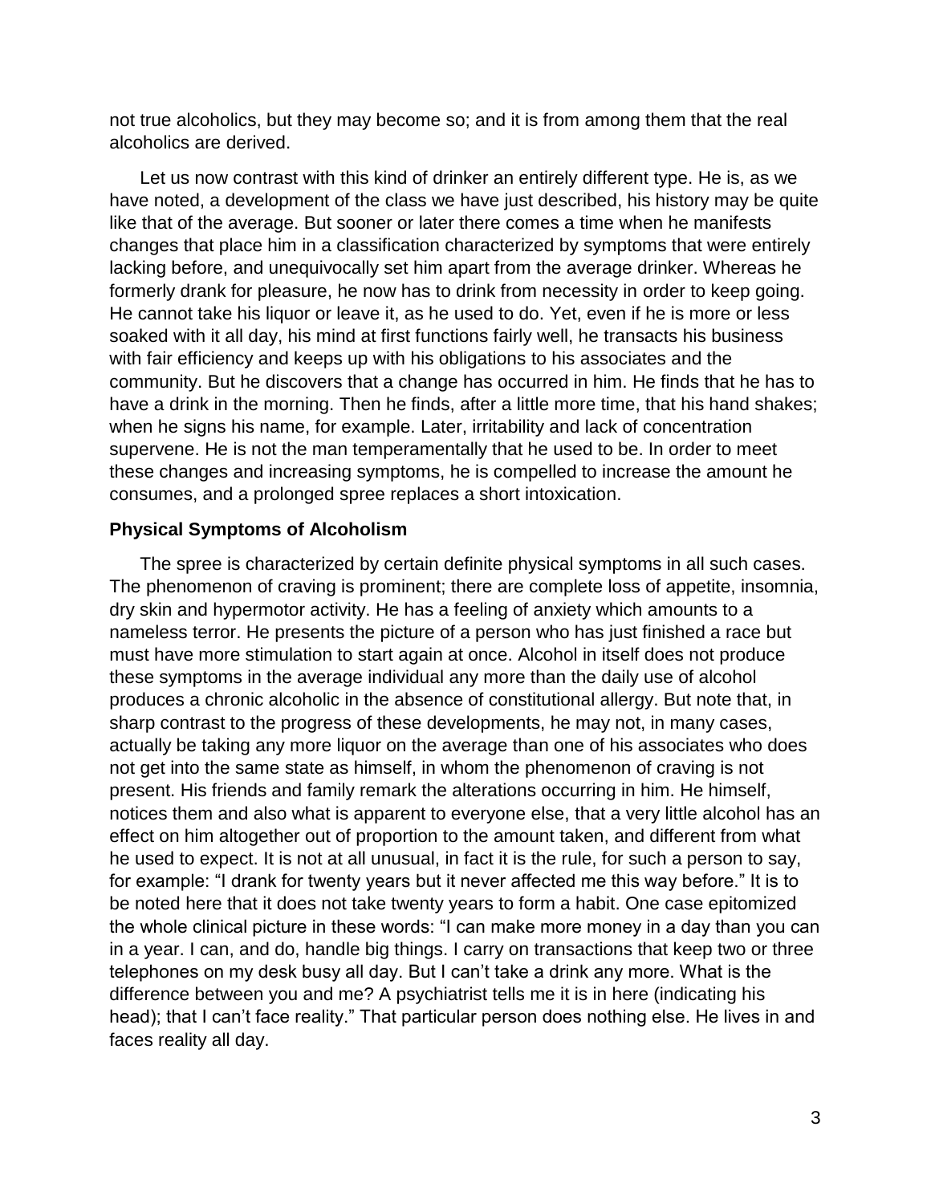not true alcoholics, but they may become so; and it is from among them that the real alcoholics are derived.

Let us now contrast with this kind of drinker an entirely different type. He is, as we have noted, a development of the class we have just described, his history may be quite like that of the average. But sooner or later there comes a time when he manifests changes that place him in a classification characterized by symptoms that were entirely lacking before, and unequivocally set him apart from the average drinker. Whereas he formerly drank for pleasure, he now has to drink from necessity in order to keep going. He cannot take his liquor or leave it, as he used to do. Yet, even if he is more or less soaked with it all day, his mind at first functions fairly well, he transacts his business with fair efficiency and keeps up with his obligations to his associates and the community. But he discovers that a change has occurred in him. He finds that he has to have a drink in the morning. Then he finds, after a little more time, that his hand shakes; when he signs his name, for example. Later, irritability and lack of concentration supervene. He is not the man temperamentally that he used to be. In order to meet these changes and increasing symptoms, he is compelled to increase the amount he consumes, and a prolonged spree replaces a short intoxication.

### Physical Symptoms of Alcoholism

The spree is characterized by certain definite physical symptoms in all such cases. The phenomenon of craving is prominent; there are complete loss of appetite, insomnia, dry skin and hypermotor activity. He has a feeling of anxiety which amounts to a nameless terror. He presents the picture of a person who has just finished a race but must have more stimulation to start again at once. Alcohol in itself does not produce these symptoms in the average individual any more than the daily use of alcohol produces a chronic alcoholic in the absence of constitutional allergy. But note that, in sharp contrast to the progress of these developments, he may not, in many cases, actually be taking any more liquor on the average than one of his associates who does not get into the same state as himself, in whom the phenomenon of craving is not present. His friends and family remark the alterations occurring in him. He himself, notices them and also what is apparent to everyone else, that a very little alcohol has an effect on him altogether out of proportion to the amount taken, and different from what he used to expect. It is not at all unusual, in fact it is the rule, for such a person to say, for example: "I drank for twenty years but it never affected me this way before." It is to be noted here that it does not take twenty years to form a habit. One case epitomized the whole clinical picture in these words: "I can make more money in a day than you can in a year. I can, and do, handle big things. I carry on transactions that keep two or three telephones on my desk busy all day. But I can't take a drink any more. What is the difference between you and me? A psychiatrist tells me it is in here (indicating his head); that I can't face reality." That particular person does nothing else. He lives in and faces reality all day.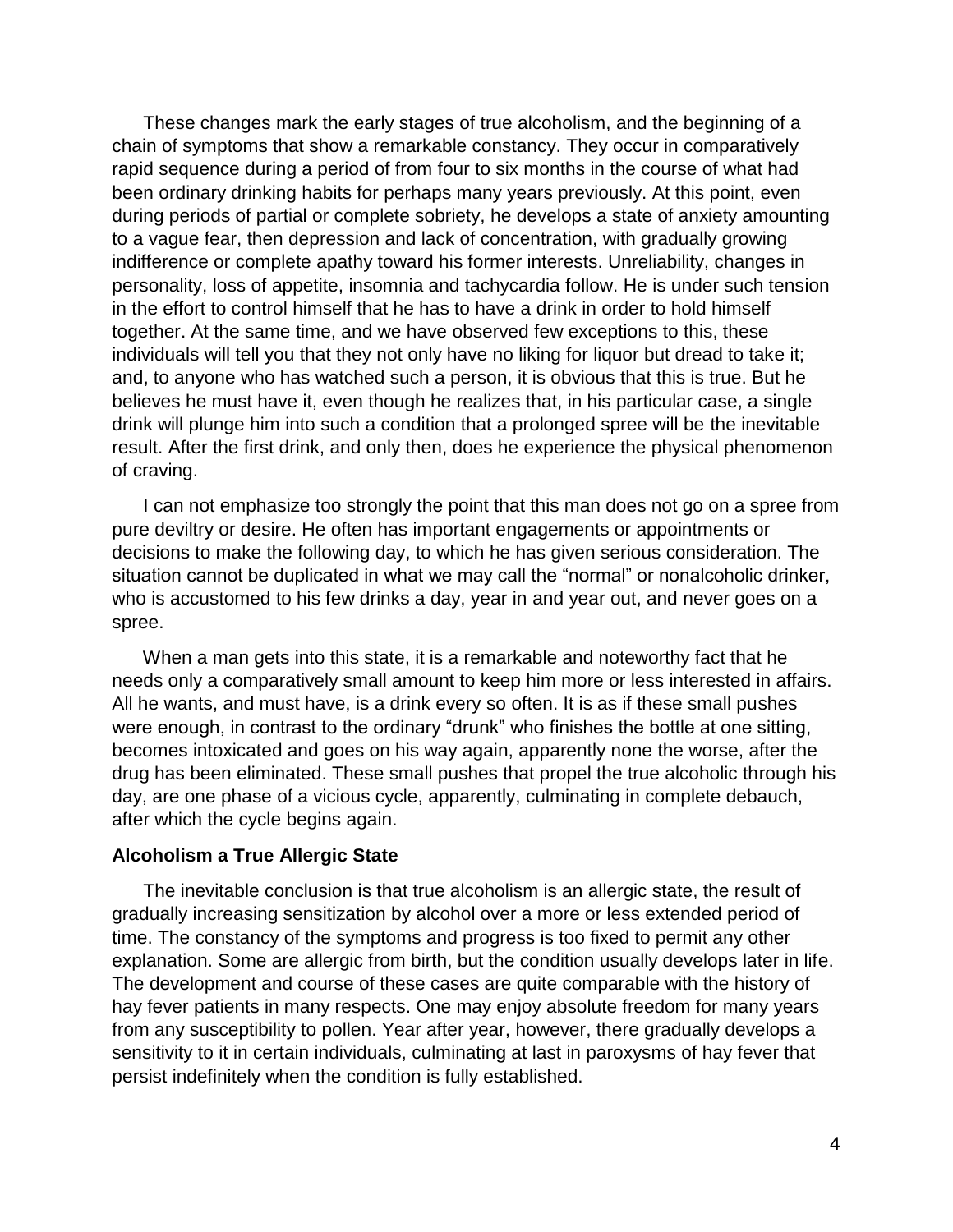These changes mark the early stages of true alcoholism, and the beginning of a chain of symptoms that show a remarkable constancy. They occur in comparatively rapid sequence during a period of from four to six months in the course of what had been ordinary drinking habits for perhaps many years previously. At this point, even during periods of partial or complete sobriety, he develops a state of anxiety amounting to a vague fear, then depression and lack of concentration, with gradually growing indifference or complete apathy toward his former interests. Unreliability, changes in personality, loss of appetite, insomnia and tachycardia follow. He is under such tension in the effort to control himself that he has to have a drink in order to hold himself together. At the same time, and we have observed few exceptions to this, these individuals will tell you that they not only have no liking for liquor but dread to take it; and, to anyone who has watched such a person, it is obvious that this is true. But he believes he must have it, even though he realizes that, in his particular case, a single drink will plunge him into such a condition that a prolonged spree will be the inevitable result. After the first drink, and only then, does he experience the physical phenomenon of craving.

I can not emphasize too strongly the point that this man does not go on a spree from pure deviltry or desire. He often has important engagements or appointments or decisions to make the following day, to which he has given serious consideration. The situation cannot be duplicated in what we may call the "normal" or nonalcoholic drinker, who is accustomed to his few drinks a day, year in and year out, and never goes on a spree.

When a man gets into this state, it is a remarkable and noteworthy fact that he needs only a comparatively small amount to keep him more or less interested in affairs. All he wants, and must have, is a drink every so often. It is as if these small pushes were enough, in contrast to the ordinary "drunk" who finishes the bottle at one sitting, becomes intoxicated and goes on his way again, apparently none the worse, after the drug has been eliminated. These small pushes that propel the true alcoholic through his day, are one phase of a vicious cycle, apparently, culminating in complete debauch, after which the cycle begins again.

### Alcoholism a True Allergic State

The inevitable conclusion is that true alcoholism is an allergic state, the result of gradually increasing sensitization by alcohol over a more or less extended period of time. The constancy of the symptoms and progress is too fixed to permit any other explanation. Some are allergic from birth, but the condition usually develops later in life. The development and course of these cases are quite comparable with the history of hay fever patients in many respects. One may enjoy absolute freedom for many years from any susceptibility to pollen. Year after year, however, there gradually develops a sensitivity to it in certain individuals, culminating at last in paroxysms of hay fever that persist indefinitely when the condition is fully established.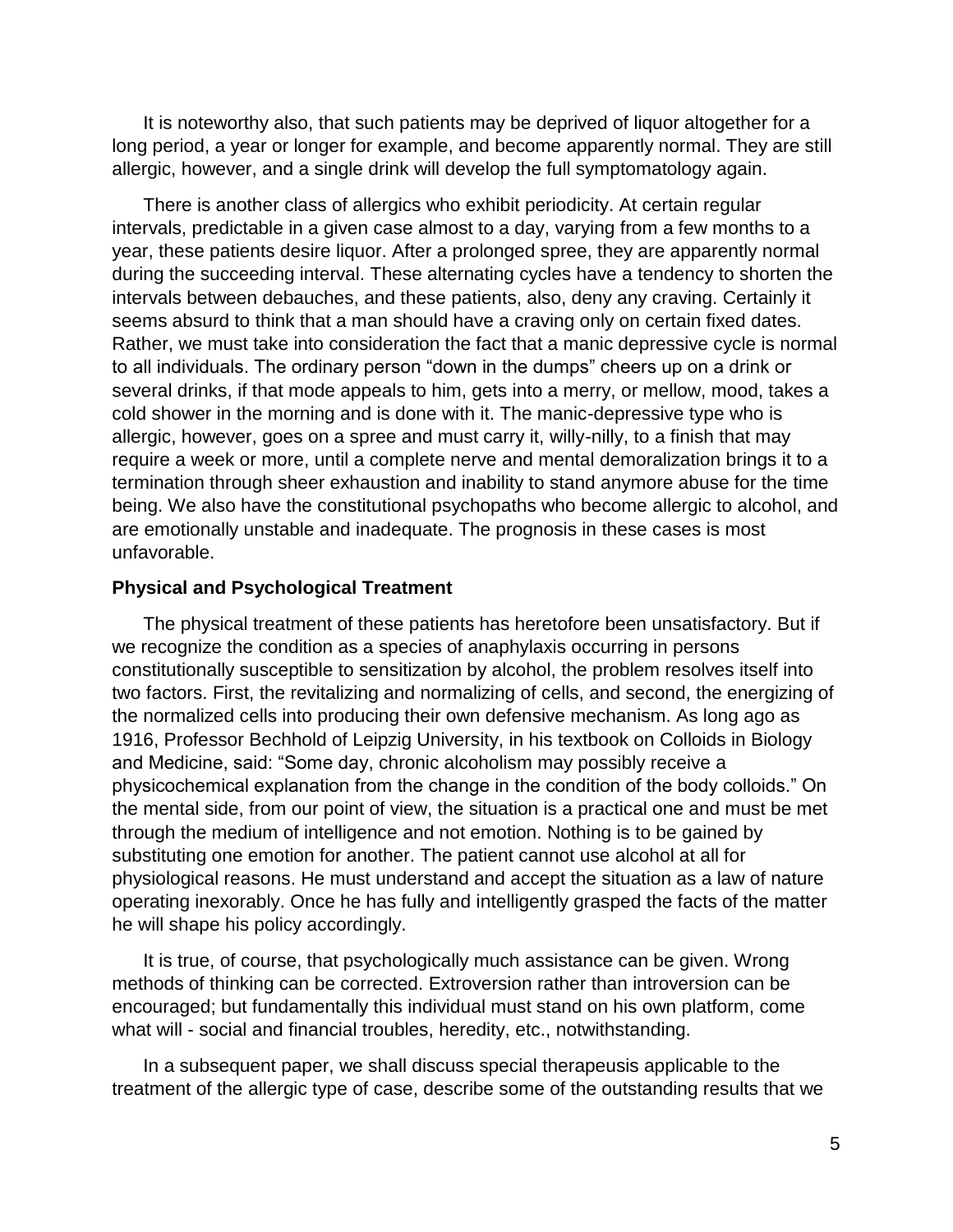It is noteworthy also, that such patients may be deprived of liquor altogether for a long period, a year or longer for example, and become apparently normal. They are still allergic, however, and a single drink will develop the full symptomatology again.

There is another class of allergics who exhibit periodicity. At certain regular intervals, predictable in a given case almost to a day, varying from a few months to a year, these patients desire liquor. After a prolonged spree, they are apparently normal during the succeeding interval. These alternating cycles have a tendency to shorten the intervals between debauches, and these patients, also, deny any craving. Certainly it seems absurd to think that a man should have a craving only on certain fixed dates. Rather, we must take into consideration the fact that a manic depressive cycle is normal to all individuals. The ordinary person "down in the dumps" cheers up on a drink or several drinks, if that mode appeals to him, gets into a merry, or mellow, mood, takes a cold shower in the morning and is done with it. The manic-depressive type who is allergic, however, goes on a spree and must carry it, willy-nilly, to a finish that may require a week or more, until a complete nerve and mental demoralization brings it to a termination through sheer exhaustion and inability to stand anymore abuse for the time being. We also have the constitutional psychopaths who become allergic to alcohol, and are emotionally unstable and inadequate. The prognosis in these cases is most unfavorable.

**Physical and Psychological Treatment**

The physical treatment of these patients has heretofore been unsatisfactory. But if we recognize the condition as a species of anaphylaxis occurring in persons constitutionally susceptible to sensitization by alcohol, the problem resolves itself into two factors. First, the revitalizing and normalizing of cells, and second, the energizing of the normalized cells into producing their own defensive mechanism. As long ago as 1916, Professor Bechhold of Leipzig University, in his textbook on Colloids in Biology and Medicine, said: "Some day, chronic alcoholism may possibly receive a physicochemical explanation from the change in the condition of the body colloids." On the mental side, from our point of view, the situation is a practical one and must be met through the medium of intelligence and not emotion. Nothing is to be gained by substituting one emotion for another. The patient cannot use alcohol at all for physiological reasons. He must understand and accept the situation as a law of nature operating inexorably. Once he has fully and intelligently grasped the facts of the matter he will shape his policy accordingly.

It is true, of course, that psychologically much assistance can be given. Wrong methods of thinking can be corrected. Extroversion rather than introversion can be encouraged; but fundamentally this individual must stand on his own platform, come what will - social and financial troubles, heredity, etc., notwithstanding.

In a subsequent paper, we shall discuss special therapeusis applicable to the treatment of the allergic type of case, describe some of the outstanding results that we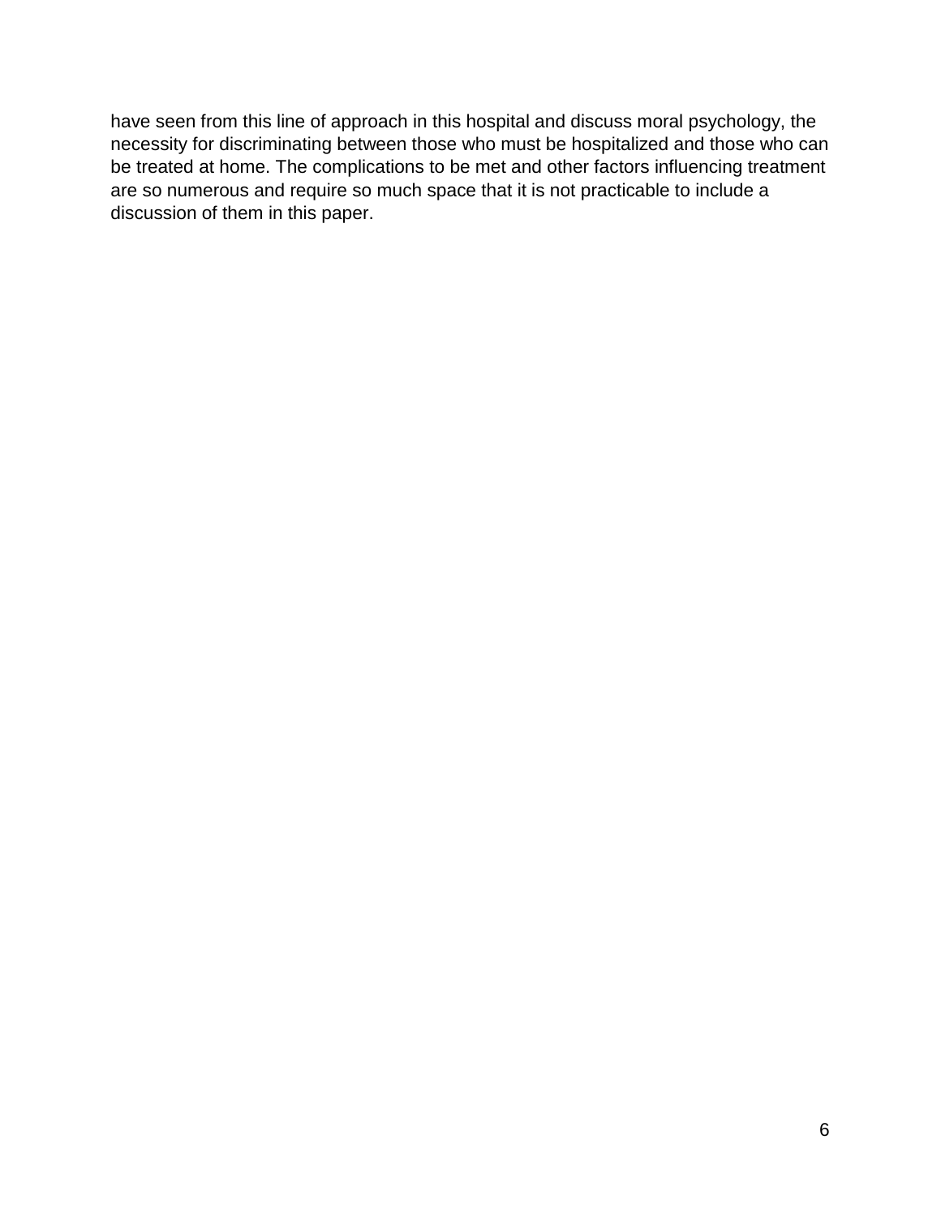have seen from this line of approach in this hospital and discuss moral psychology, the necessity for discriminating between those who must be hospitalized and those who can be treated at home. The complications to be met and other factors influencing treatment are so numerous and require so much space that it is not practicable to include a discussion of them in this paper.